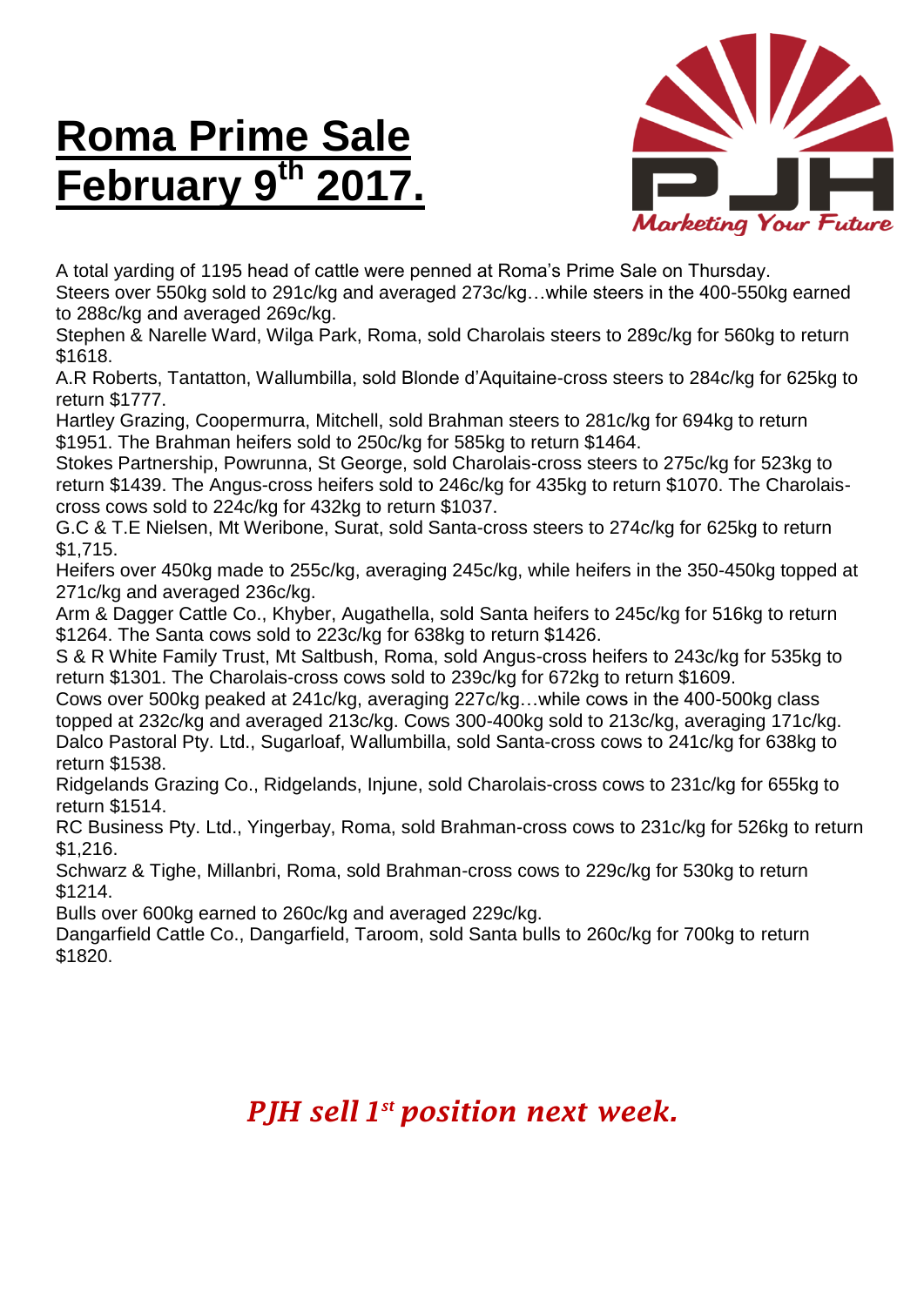# Roma Prime Sale February 9th 2017.

Marketing Your Future

A total yarding of 1195 head of cattle were penned at Roma's Prime Sale on Thursday.
Steers over 550kg sold to 291c/kg and averaged 273c/kg…while steers in the 400-550kg earned to 288c/kg and averaged 269c/kg.
Stephen & Narelle Ward, Wilga Park, Roma, sold Charolais steers to 289c/kg for 560kg to return $1618.
A.R Roberts, Tantatton, Wallumbilla, sold Blonde d'Aquitaine-cross steers to 284c/kg for 625kg to return $1777.
Hartley Grazing, Coopermurra, Mitchell, sold Brahman steers to 281c/kg for 694kg to return $1951. The Brahman heifers sold to 250c/kg for 585kg to return $1464.
Stokes Partnership, Powrunna, St George, sold Charolais-cross steers to 275c/kg for 523kg to return $1439. The Angus-cross heifers sold to 246c/kg for 435kg to return $1070. The Charolais-cross cows sold to 224c/kg for 432kg to return $1037.
G.C & T.E Nielsen, Mt Weribone, Surat, sold Santa-cross steers to 274c/kg for 625kg to return $1,715.
Heifers over 450kg made to 255c/kg, averaging 245c/kg, while heifers in the 350-450kg topped at 271c/kg and averaged 236c/kg.
Arm & Dagger Cattle Co., Khyber, Augathella, sold Santa heifers to 245c/kg for 516kg to return $1264. The Santa cows sold to 223c/kg for 638kg to return $1426.
S & R White Family Trust, Mt Saltbush, Roma, sold Angus-cross heifers to 243c/kg for 535kg to return $1301. The Charolais-cross cows sold to 239c/kg for 672kg to return $1609.
Cows over 500kg peaked at 241c/kg, averaging 227c/kg…while cows in the 400-500kg class topped at 232c/kg and averaged 213c/kg. Cows 300-400kg sold to 213c/kg, averaging 171c/kg.
Dalco Pastoral Pty. Ltd., Sugarloaf, Wallumbilla, sold Santa-cross cows to 241c/kg for 638kg to return $1538.
Ridgelands Grazing Co., Ridgelands, Injune, sold Charolais-cross cows to 231c/kg for 655kg to return $1514.
RC Business Pty. Ltd., Yingerbay, Roma, sold Brahman-cross cows to 231c/kg for 526kg to return $1,216.
Schwarz & Tighe, Millanbri, Roma, sold Brahman-cross cows to 229c/kg for 530kg to return $1214.
Bulls over 600kg earned to 260c/kg and averaged 229c/kg.
Dangarfield Cattle Co., Dangarfield, Taroom, sold Santa bulls to 260c/kg for 700kg to return $1820.

***PJH sell 1st position next week.***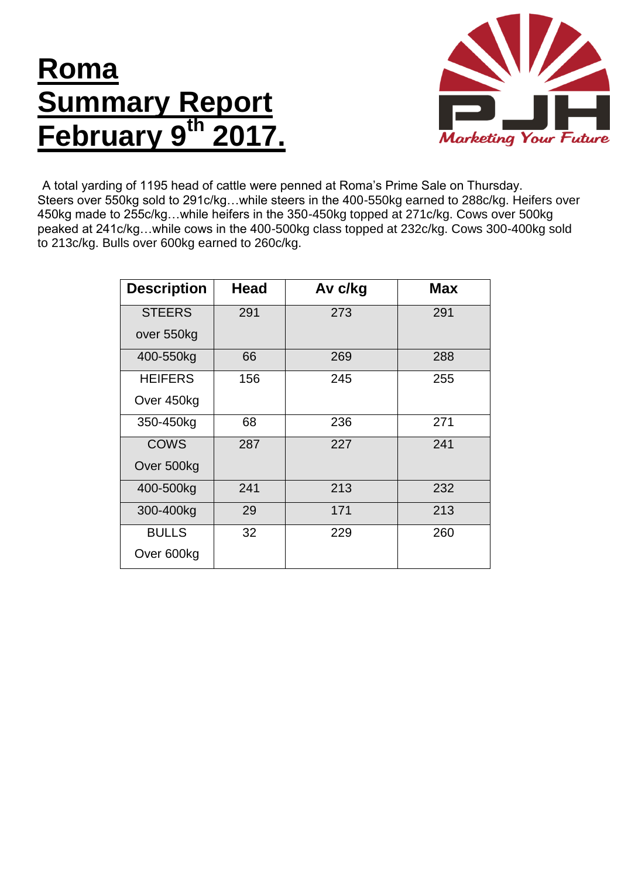# Roma Summary Report February 9th 2017.

PJH

*Marketing Your Future*

A total yarding of 1195 head of cattle were penned at Roma's Prime Sale on Thursday. Steers over 550kg sold to 291c/kg…while steers in the 400-550kg earned to 288c/kg. Heifers over 450kg made to 255c/kg…while heifers in the 350-450kg topped at 271c/kg. Cows over 500kg peaked at 241c/kg…while cows in the 400-500kg class topped at 232c/kg. Cows 300-400kg sold to 213c/kg. Bulls over 600kg earned to 260c/kg.

| Description | Head | Av c/kg | Max |
|---|---|---|---|
| STEERS over 550kg | 291 | 273 | 291 |
| 400-550kg | 66 | 269 | 288 |
| HEIFERS Over 450kg | 156 | 245 | 255 |
| 350-450kg | 68 | 236 | 271 |
| COWS Over 500kg | 287 | 227 | 241 |
| 400-500kg | 241 | 213 | 232 |
| 300-400kg | 29 | 171 | 213 |
| BULLS Over 600kg | 32 | 229 | 260 |